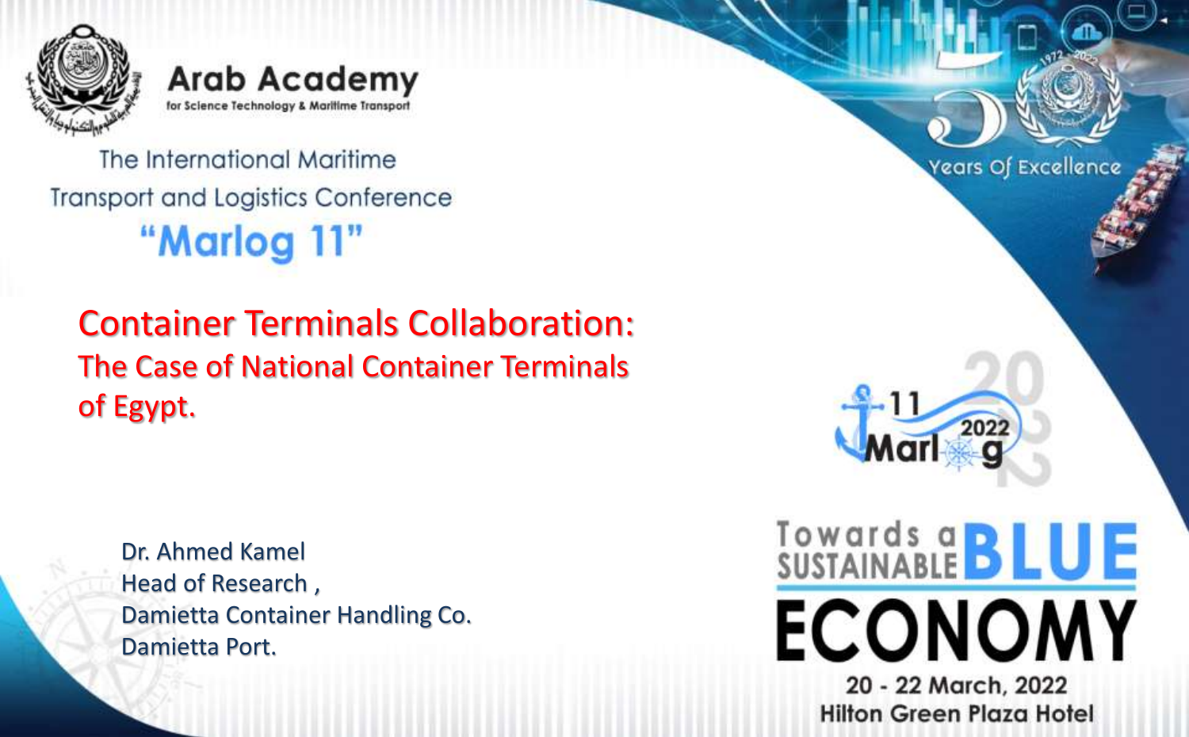Arab Academy
for Science Technology & Maritime Transport

The International Maritime Transport and Logistics Conference

"Marlog 11"

# Container Terminals Collaboration:

## The Case of National Container Terminals of Egypt.

Dr. Ahmed Kamel
Head of Research ,
Damietta Container Handling Co.
Damietta Port.

Years Of Excellence

Marlog 11 2022

Towards a SUSTAINABLE BLUE ECONOMY

20 - 22 March, 2022
Hilton Green Plaza Hotel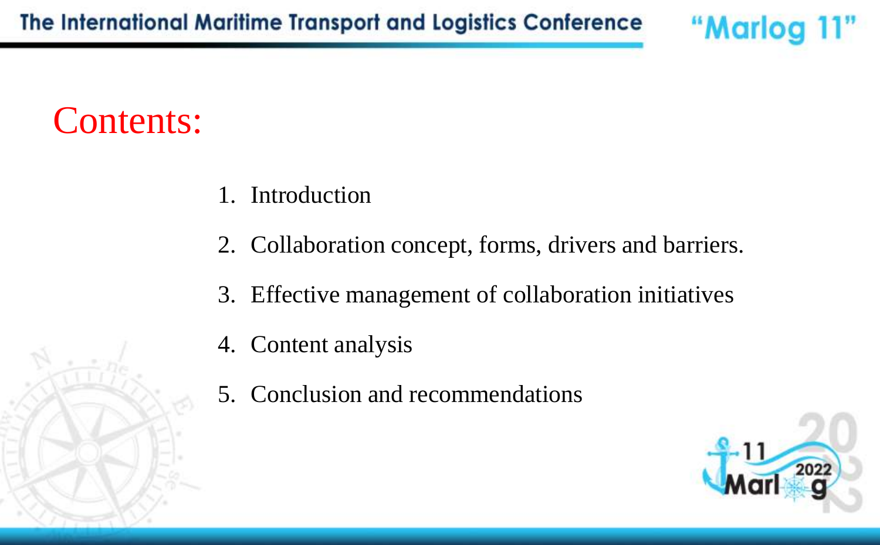# Contents:

1. Introduction
2. Collaboration concept, forms, drivers and barriers.
3. Effective management of collaboration initiatives
4. Content analysis
5. Conclusion and recommendations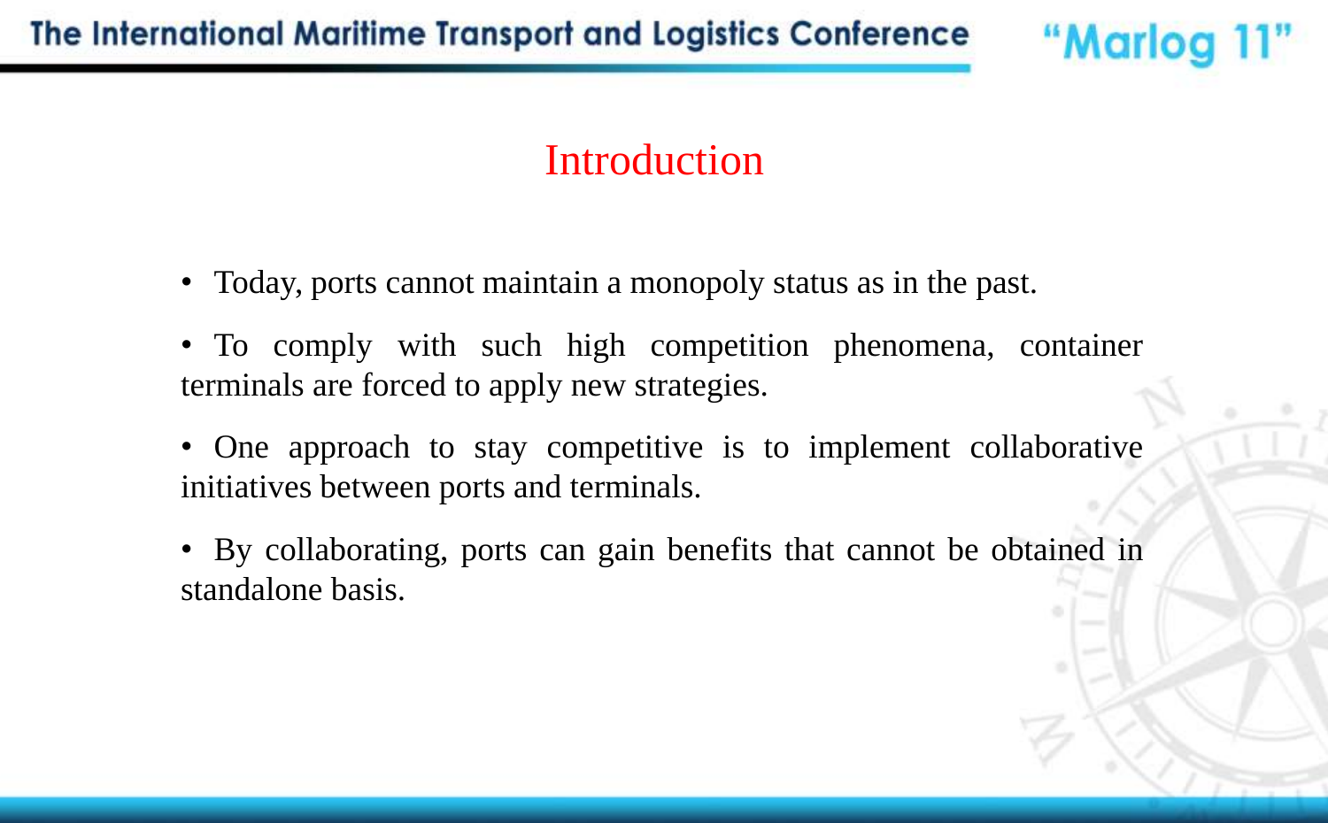# Introduction

- Today, ports cannot maintain a monopoly status as in the past.
- To comply with such high competition phenomena, container terminals are forced to apply new strategies.
- One approach to stay competitive is to implement collaborative initiatives between ports and terminals.
- By collaborating, ports can gain benefits that cannot be obtained in standalone basis.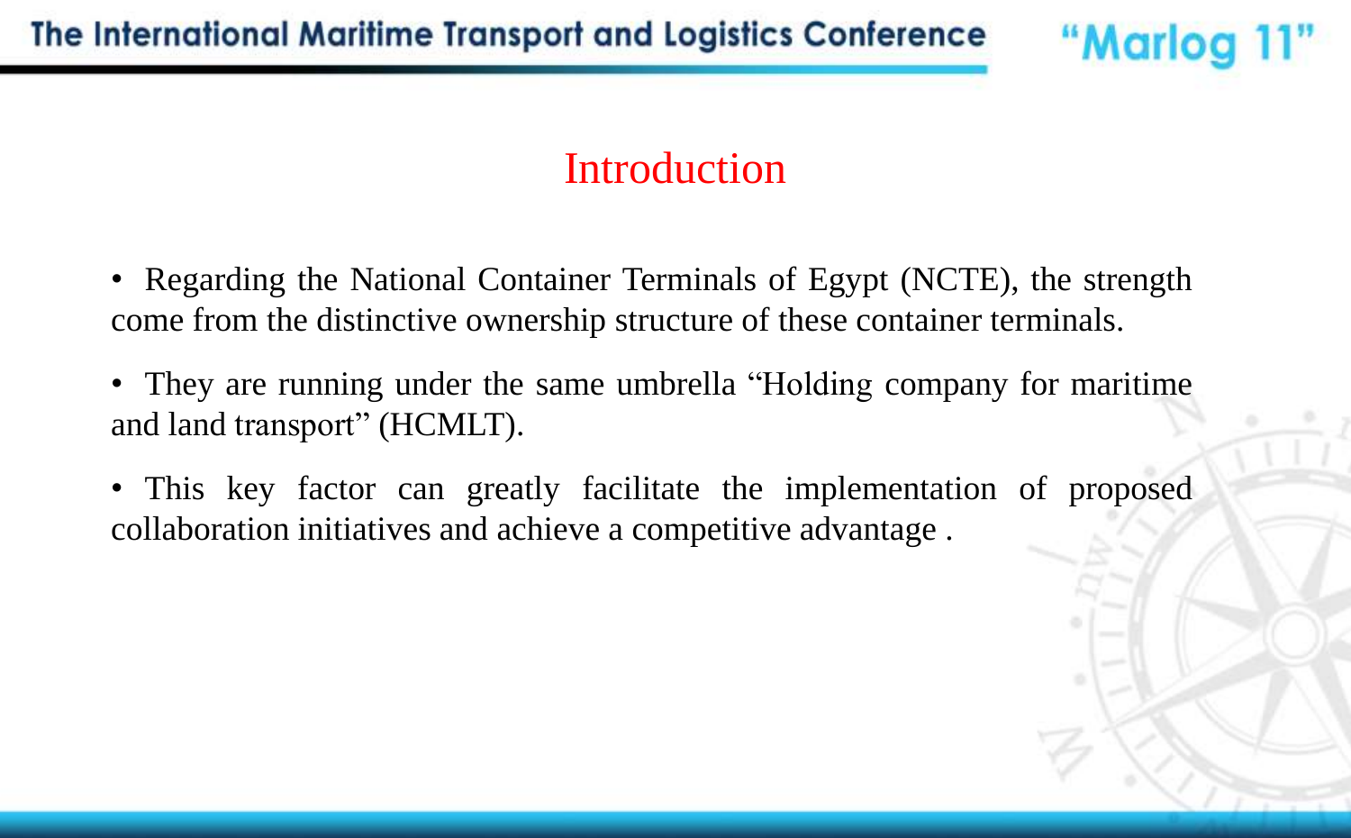# Introduction

- Regarding the National Container Terminals of Egypt (NCTE), the strength come from the distinctive ownership structure of these container terminals.
- They are running under the same umbrella "Holding company for maritime and land transport" (HCMLT).
- This key factor can greatly facilitate the implementation of proposed collaboration initiatives and achieve a competitive advantage .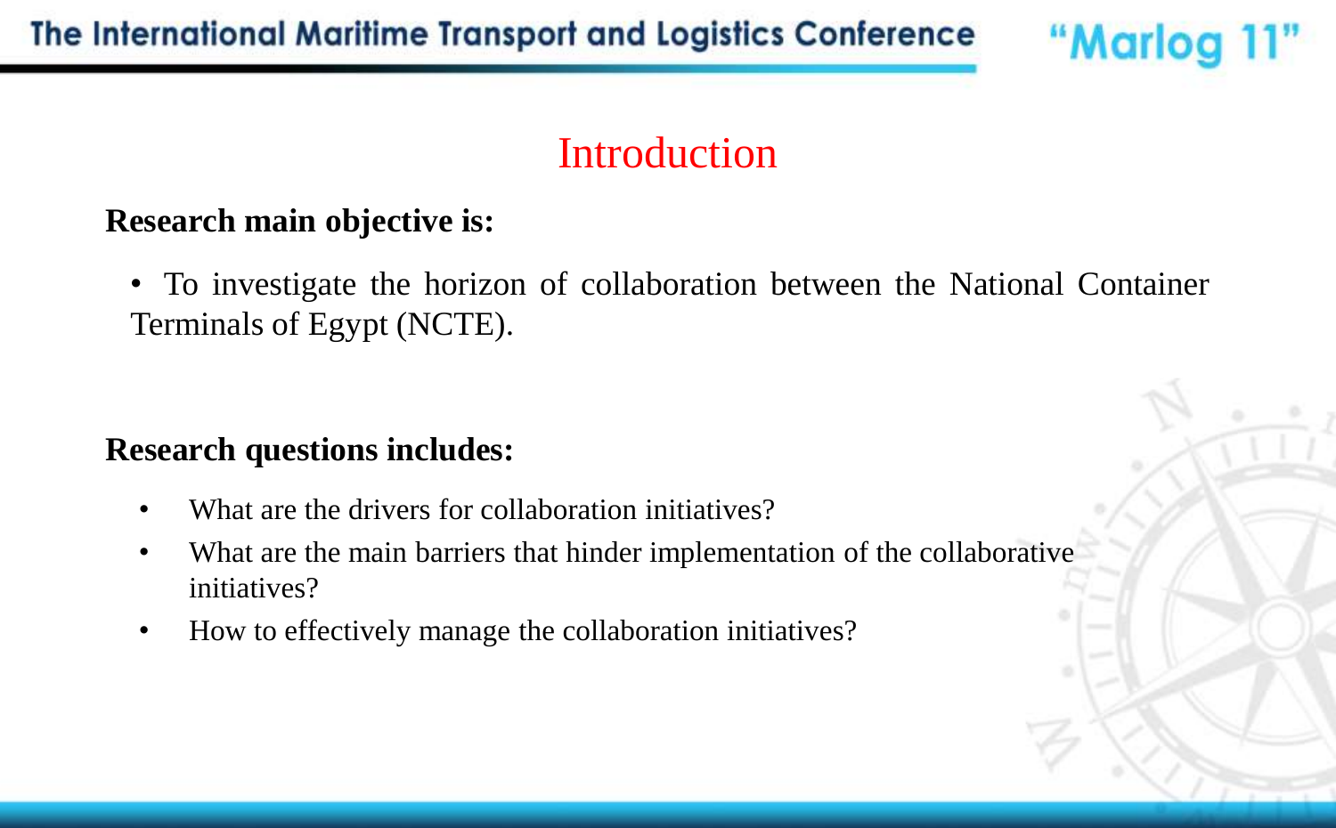# Introduction

**Research main objective is:**

- To investigate the horizon of collaboration between the National Container Terminals of Egypt (NCTE).

**Research questions includes:**

- What are the drivers for collaboration initiatives?
- What are the main barriers that hinder implementation of the collaborative initiatives?
- How to effectively manage the collaboration initiatives?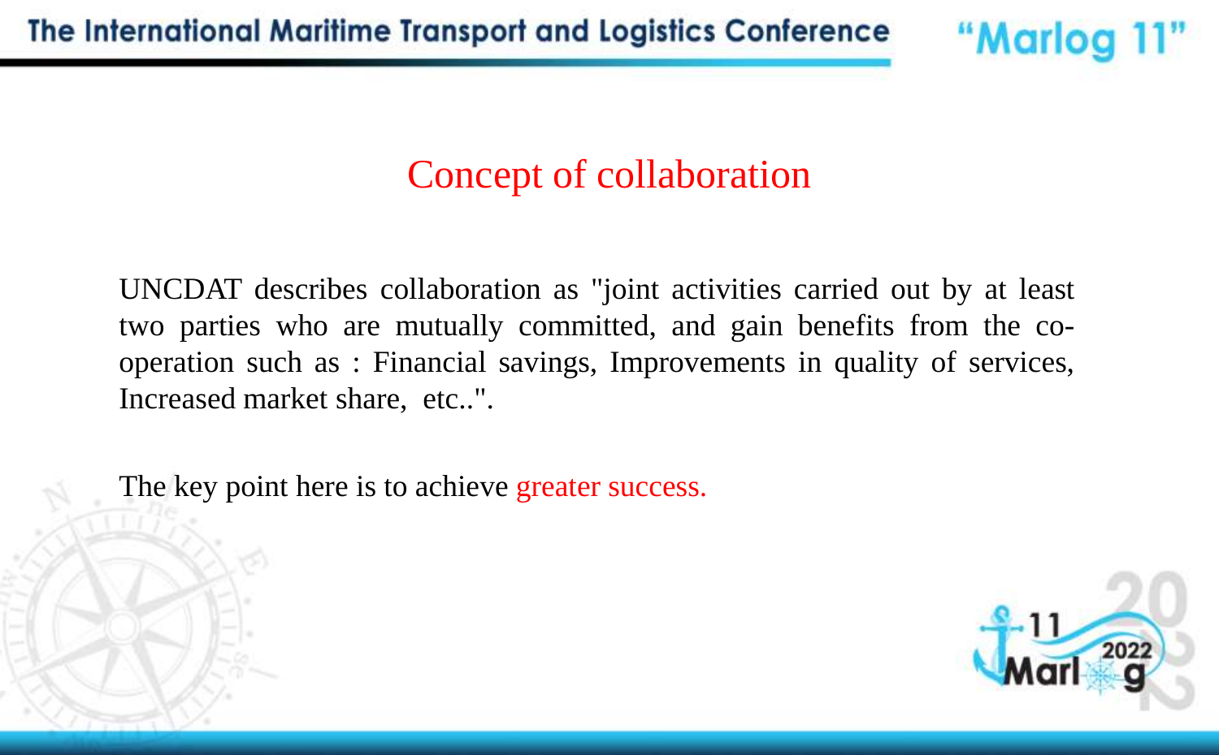# Concept of collaboration

UNCDAT describes collaboration as "joint activities carried out by at least two parties who are mutually committed, and gain benefits from the co-operation such as : Financial savings, Improvements in quality of services, Increased market share, etc..".

The key point here is to achieve greater success.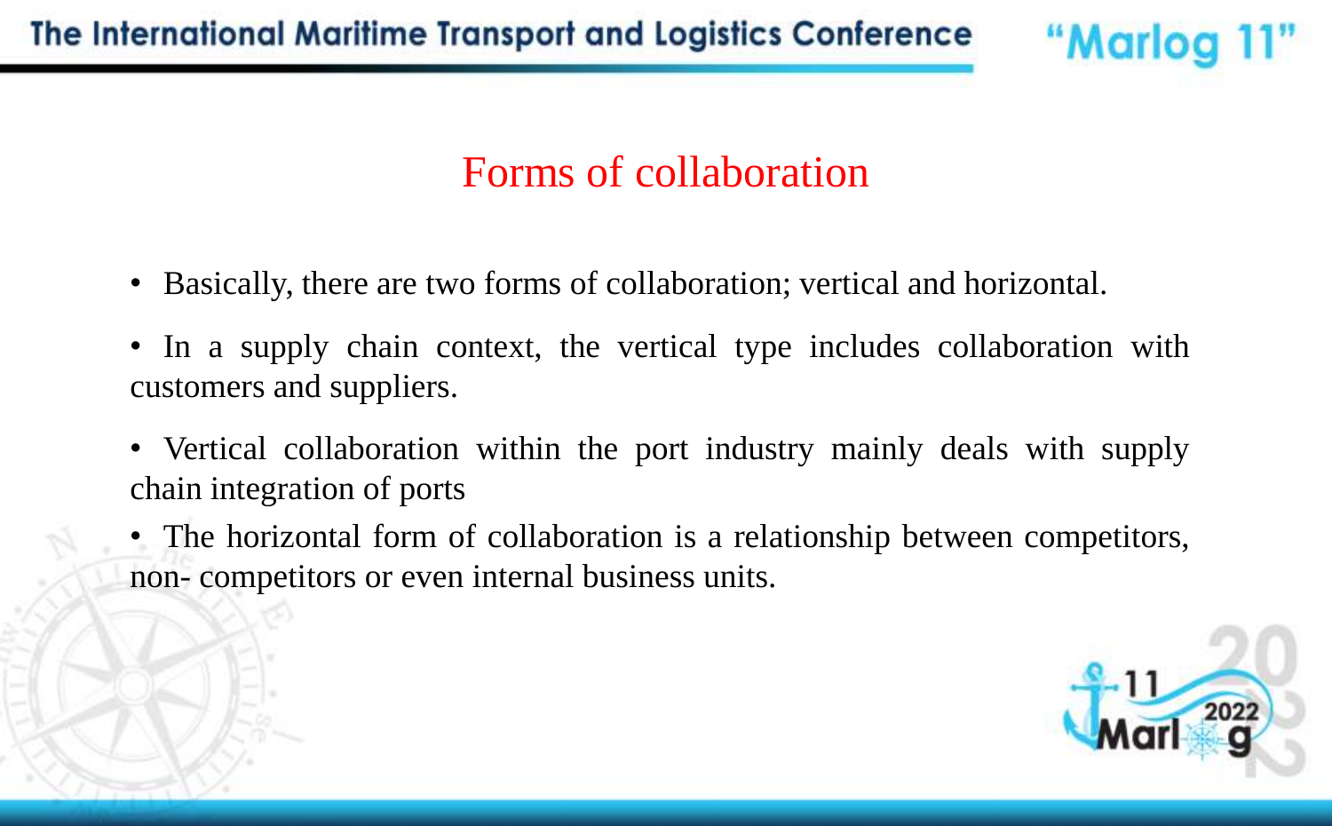# Forms of collaboration

- Basically, there are two forms of collaboration; vertical and horizontal.
- In a supply chain context, the vertical type includes collaboration with customers and suppliers.
- Vertical collaboration within the port industry mainly deals with supply chain integration of ports
- The horizontal form of collaboration is a relationship between competitors, non- competitors or even internal business units.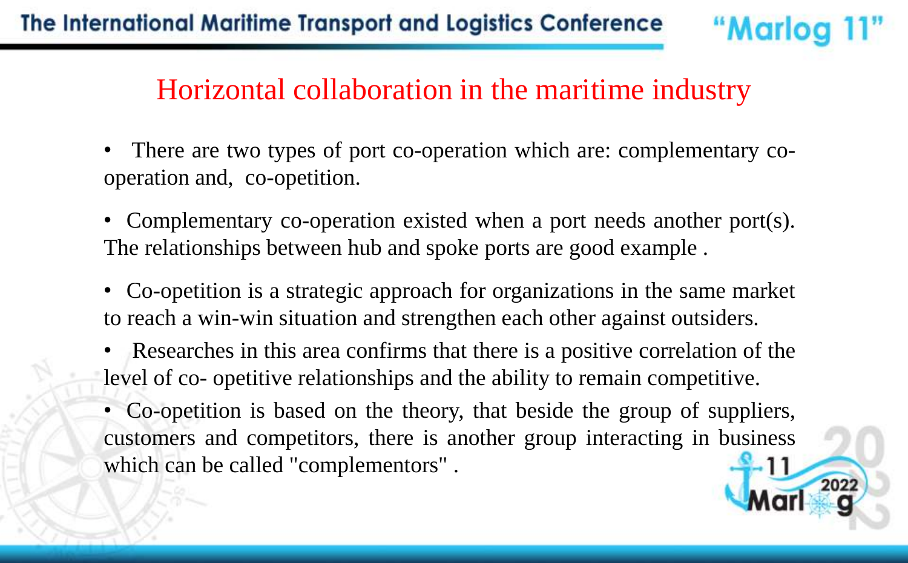# Horizontal collaboration in the maritime industry

- There are two types of port co-operation which are: complementary co-operation and, co-opetition.
- Complementary co-operation existed when a port needs another port(s). The relationships between hub and spoke ports are good example .
- Co-opetition is a strategic approach for organizations in the same market to reach a win-win situation and strengthen each other against outsiders.
- Researches in this area confirms that there is a positive correlation of the level of co- opetitive relationships and the ability to remain competitive.
- Co-opetition is based on the theory, that beside the group of suppliers, customers and competitors, there is another group interacting in business which can be called "complementors" .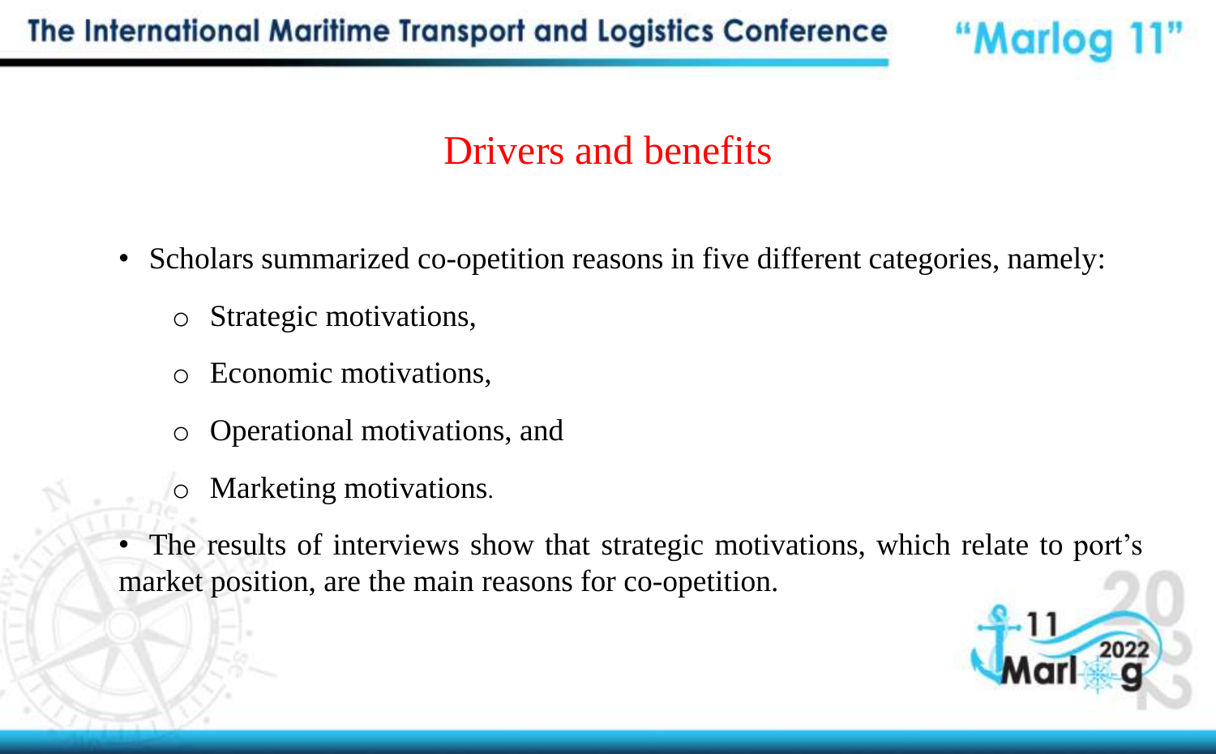# Drivers and benefits

- Scholars summarized co-opetition reasons in five different categories, namely:
  - Strategic motivations,
  - Economic motivations,
  - Operational motivations, and
  - Marketing motivations.
- The results of interviews show that strategic motivations, which relate to port's market position, are the main reasons for co-opetition.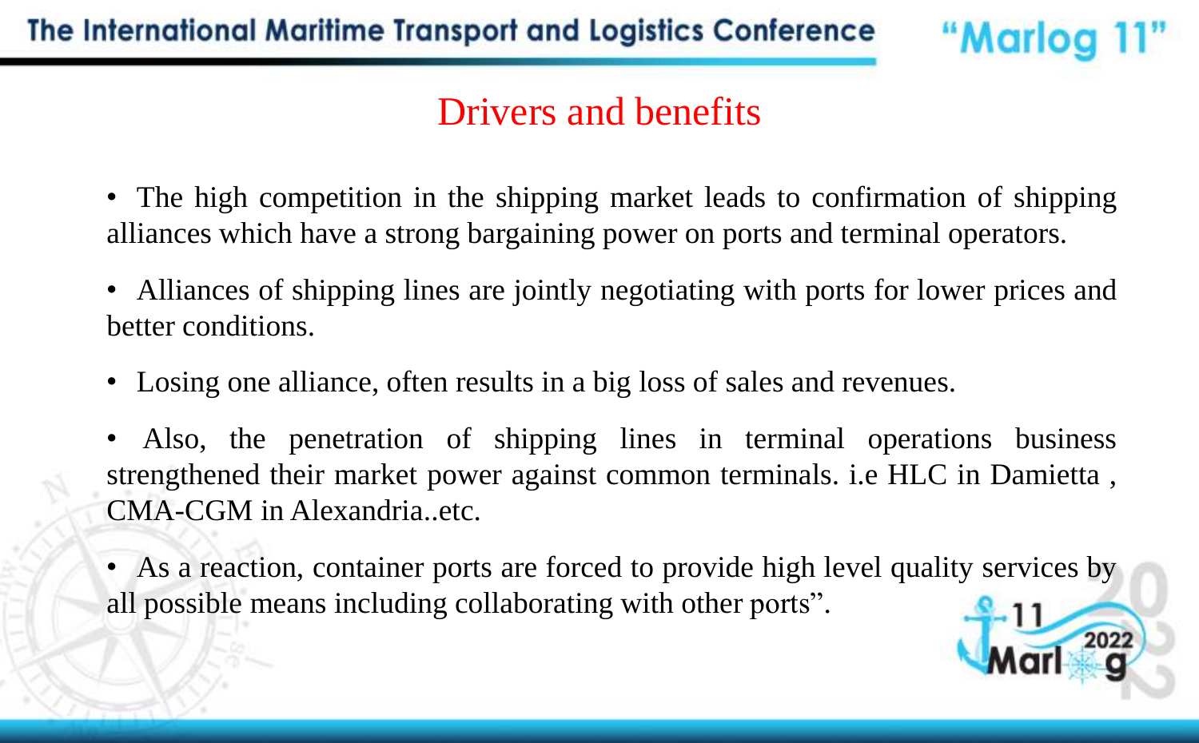## Drivers and benefits

- The high competition in the shipping market leads to confirmation of shipping alliances which have a strong bargaining power on ports and terminal operators.
- Alliances of shipping lines are jointly negotiating with ports for lower prices and better conditions.
- Losing one alliance, often results in a big loss of sales and revenues.
- Also, the penetration of shipping lines in terminal operations business strengthened their market power against common terminals. i.e HLC in Damietta , CMA-CGM in Alexandria..etc.
- As a reaction, container ports are forced to provide high level quality services by all possible means including collaborating with other ports".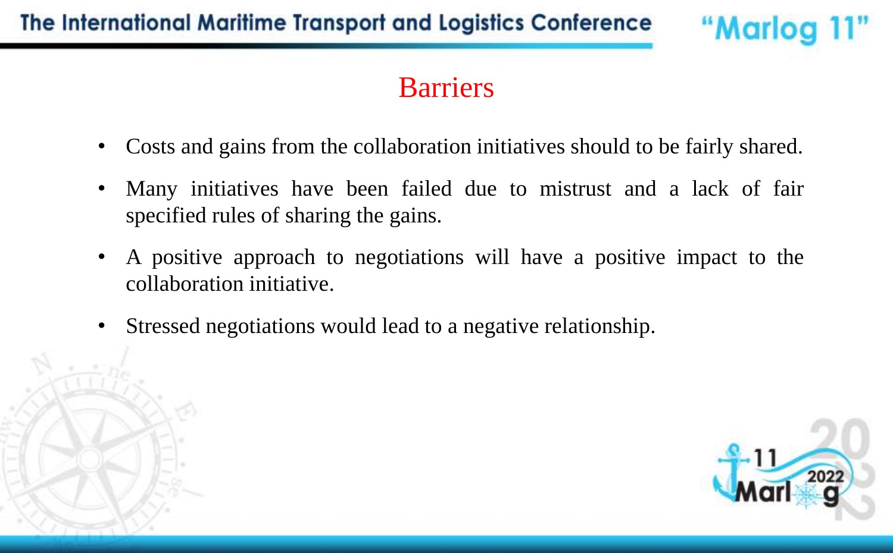# Barriers

- Costs and gains from the collaboration initiatives should to be fairly shared.
- Many initiatives have been failed due to mistrust and a lack of fair specified rules of sharing the gains.
- A positive approach to negotiations will have a positive impact to the collaboration initiative.
- Stressed negotiations would lead to a negative relationship.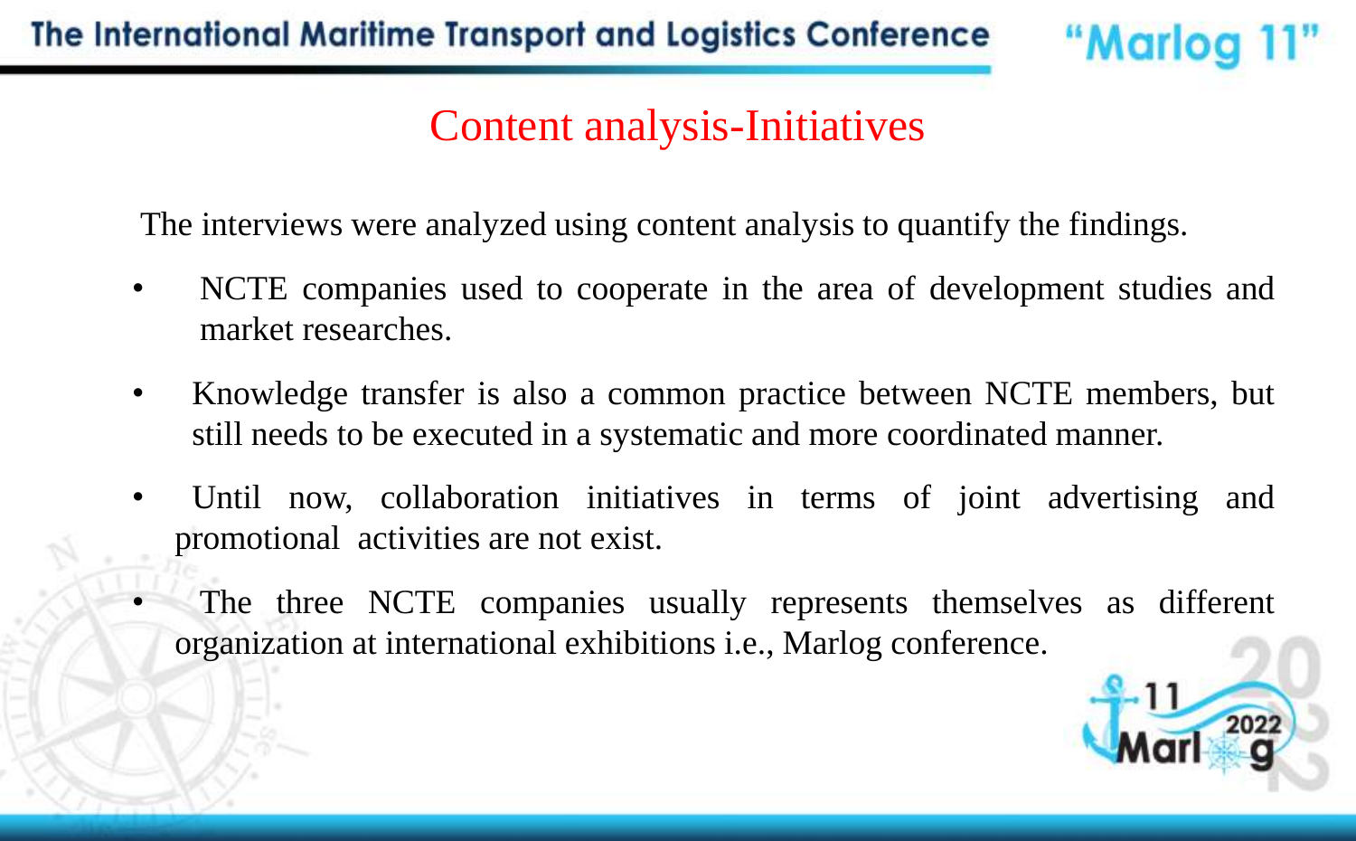# Content analysis-Initiatives

The interviews were analyzed using content analysis to quantify the findings.

- NCTE companies used to cooperate in the area of development studies and market researches.
- Knowledge transfer is also a common practice between NCTE members, but still needs to be executed in a systematic and more coordinated manner.
- Until now, collaboration initiatives in terms of joint advertising and promotional activities are not exist.
- The three NCTE companies usually represents themselves as different organization at international exhibitions i.e., Marlog conference.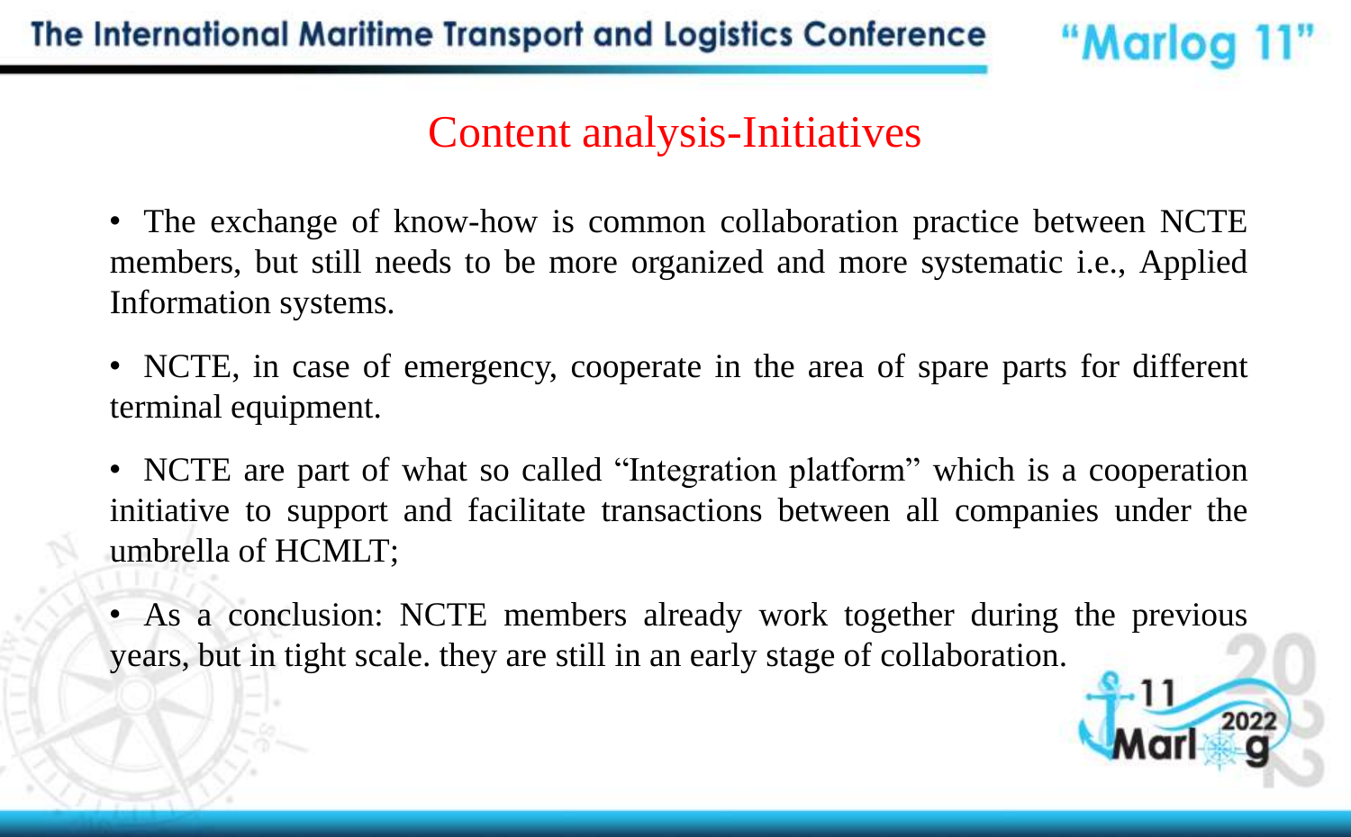## Content analysis-Initiatives

- The exchange of know-how is common collaboration practice between NCTE members, but still needs to be more organized and more systematic i.e., Applied Information systems.
- NCTE, in case of emergency, cooperate in the area of spare parts for different terminal equipment.
- NCTE are part of what so called "Integration platform" which is a cooperation initiative to support and facilitate transactions between all companies under the umbrella of HCMLT;
- As a conclusion: NCTE members already work together during the previous years, but in tight scale. they are still in an early stage of collaboration.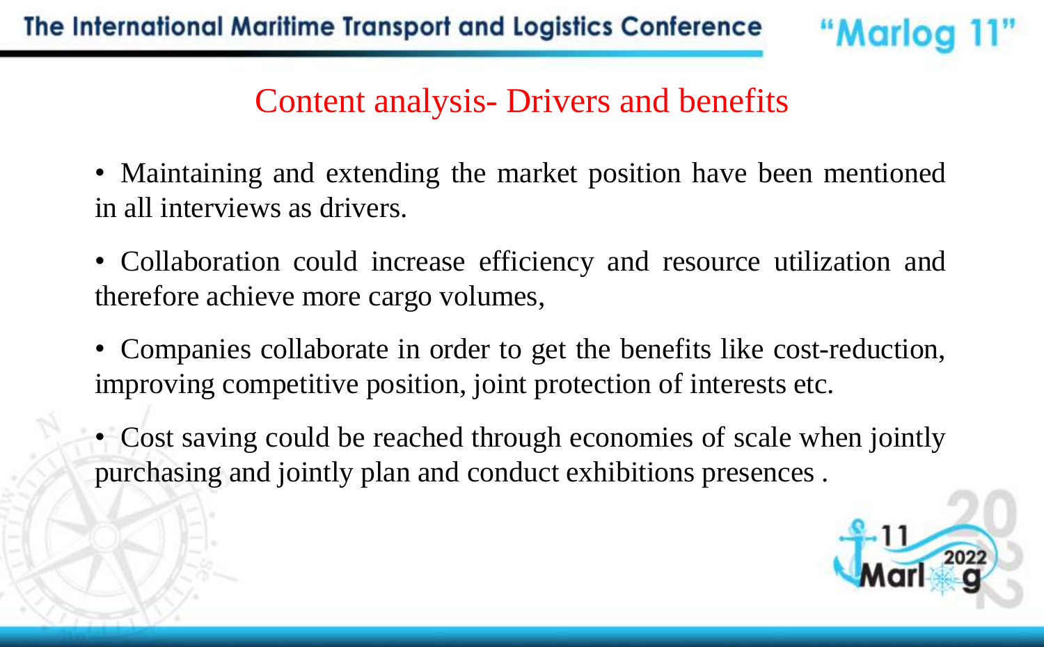## Content analysis- Drivers and benefits

- Maintaining and extending the market position have been mentioned in all interviews as drivers.
- Collaboration could increase efficiency and resource utilization and therefore achieve more cargo volumes,
- Companies collaborate in order to get the benefits like cost-reduction, improving competitive position, joint protection of interests etc.
- Cost saving could be reached through economies of scale when jointly purchasing and jointly plan and conduct exhibitions presences .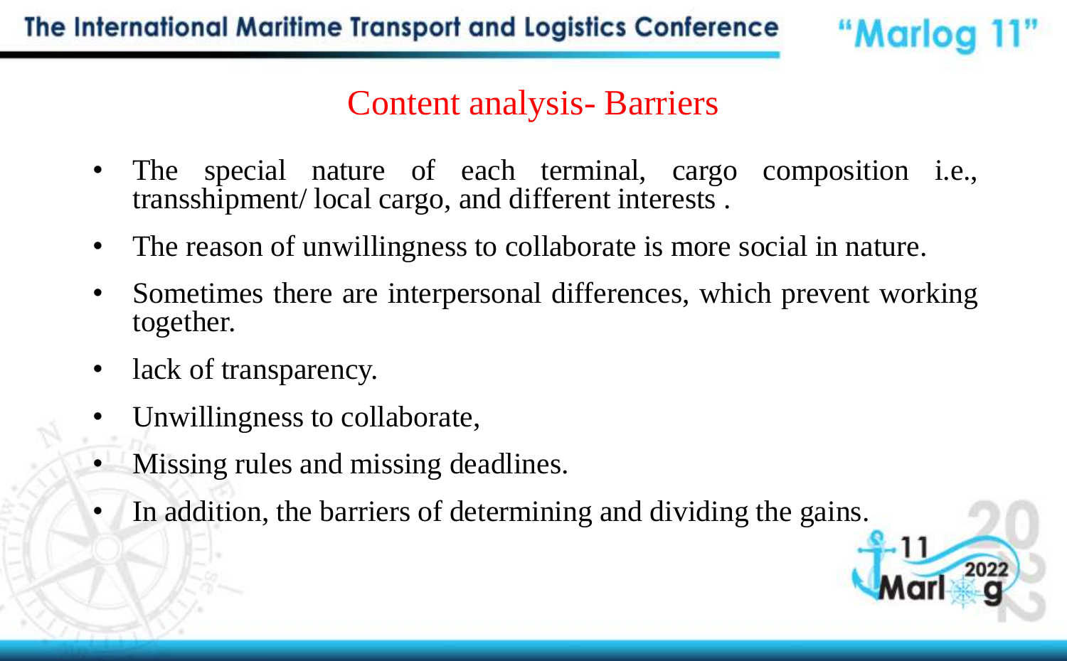## Content analysis- Barriers

- The special nature of each terminal, cargo composition i.e., transshipment/ local cargo, and different interests .
- The reason of unwillingness to collaborate is more social in nature.
- Sometimes there are interpersonal differences, which prevent working together.
- lack of transparency.
- Unwillingness to collaborate,
- Missing rules and missing deadlines.
- In addition, the barriers of determining and dividing the gains.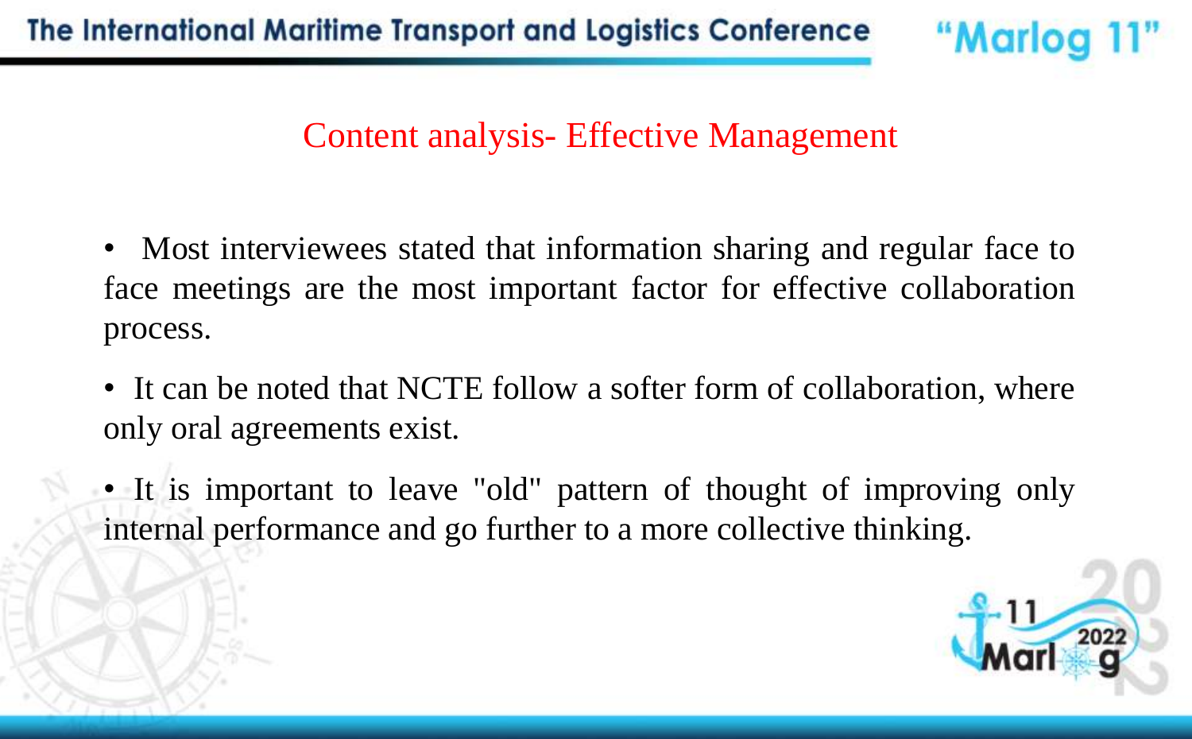## Content analysis- Effective Management

- Most interviewees stated that information sharing and regular face to face meetings are the most important factor for effective collaboration process.
- It can be noted that NCTE follow a softer form of collaboration, where only oral agreements exist.
- It is important to leave "old" pattern of thought of improving only internal performance and go further to a more collective thinking.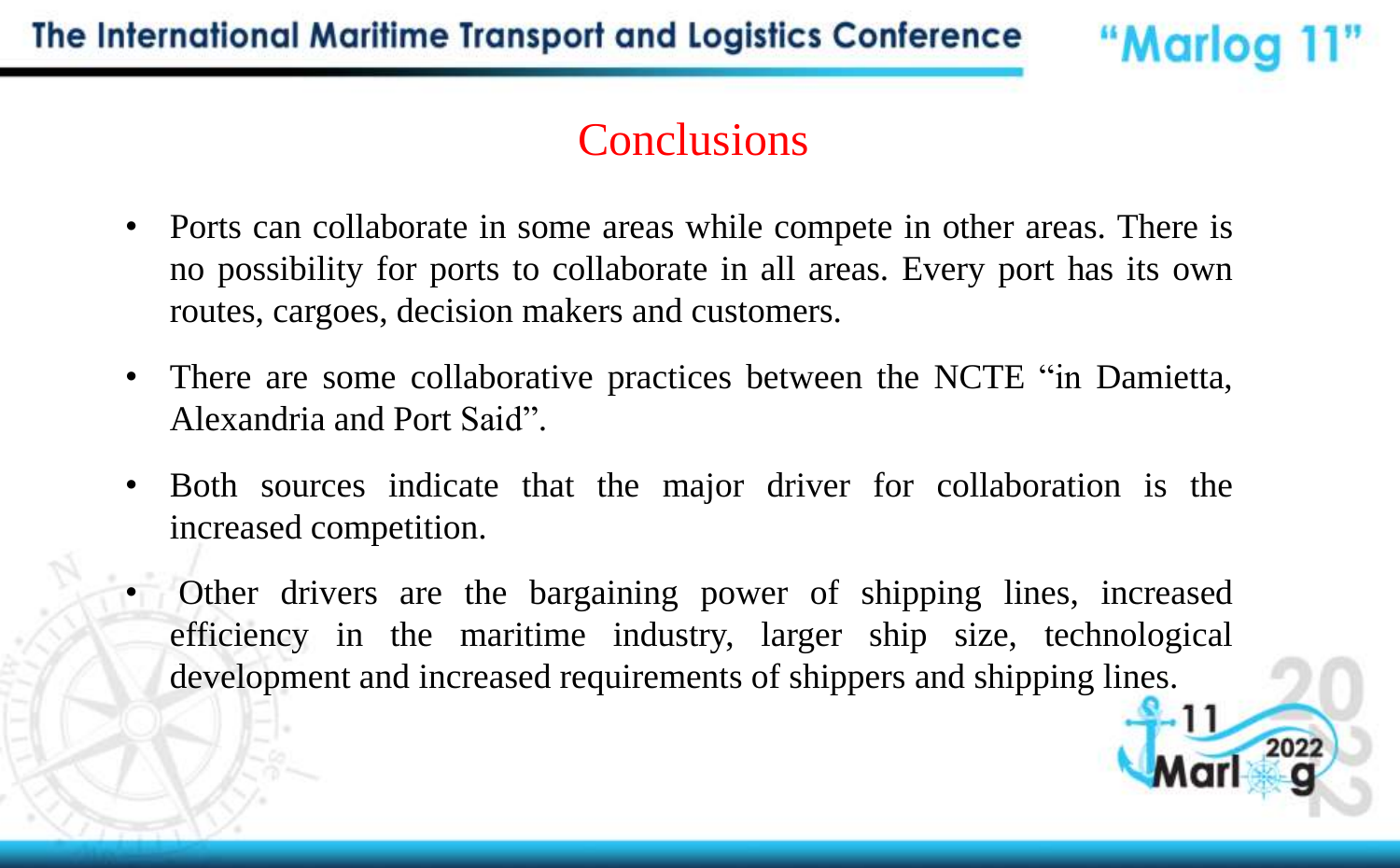## Conclusions

- Ports can collaborate in some areas while compete in other areas. There is no possibility for ports to collaborate in all areas. Every port has its own routes, cargoes, decision makers and customers.
- There are some collaborative practices between the NCTE "in Damietta, Alexandria and Port Said".
- Both sources indicate that the major driver for collaboration is the increased competition.
- Other drivers are the bargaining power of shipping lines, increased efficiency in the maritime industry, larger ship size, technological development and increased requirements of shippers and shipping lines.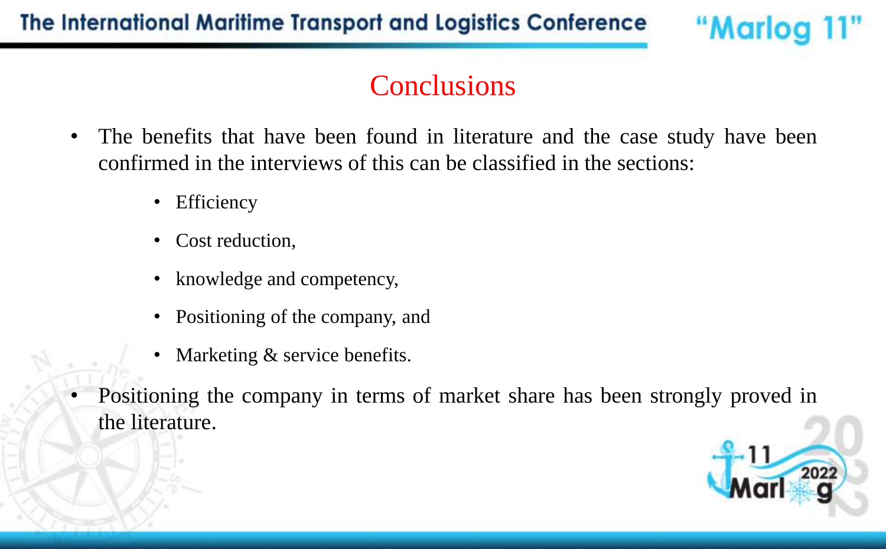# Conclusions

- The benefits that have been found in literature and the case study have been confirmed in the interviews of this can be classified in the sections:
    - Efficiency
    - Cost reduction,
    - knowledge and competency,
    - Positioning of the company, and
    - Marketing & service benefits.
- Positioning the company in terms of market share has been strongly proved in the literature.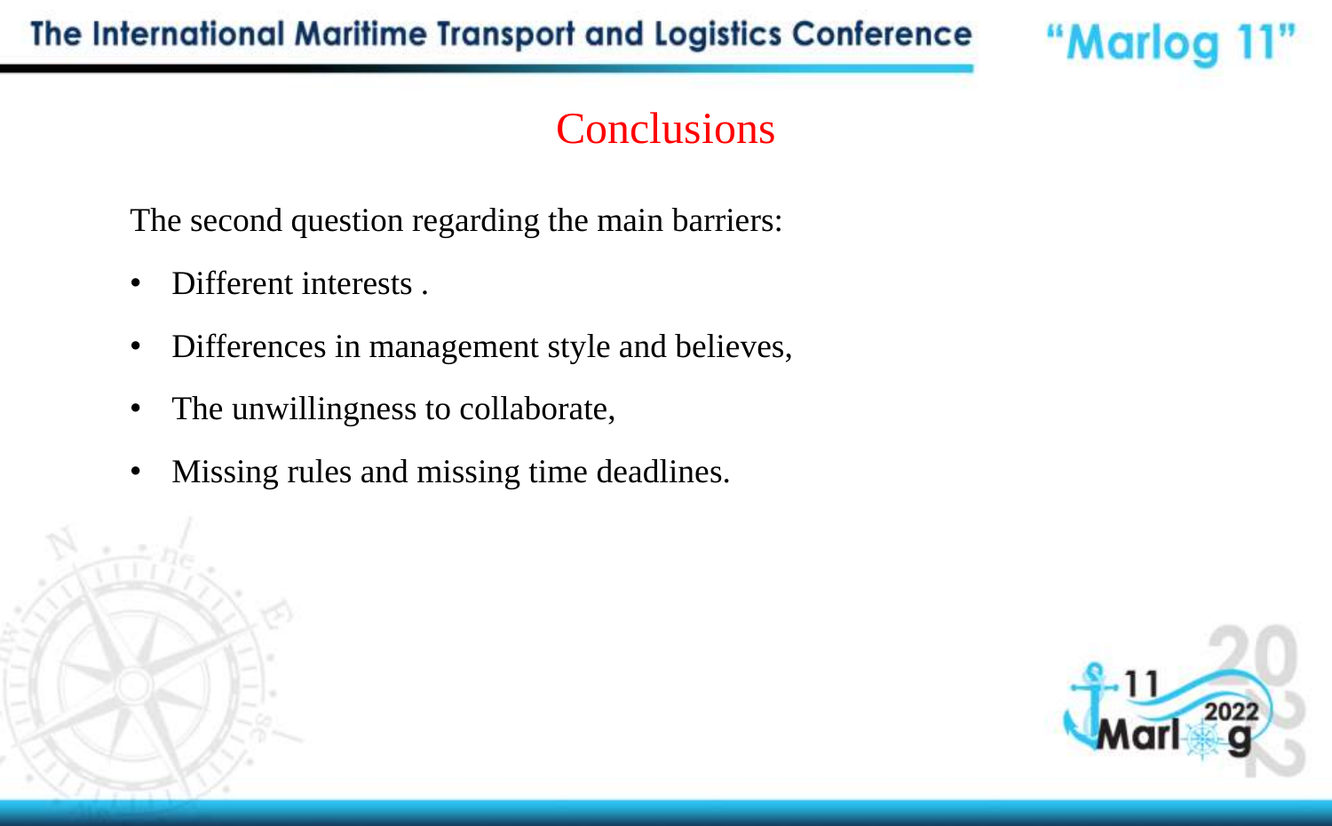# Conclusions

The second question regarding the main barriers:

- Different interests .
- Differences in management style and believes,
- The unwillingness to collaborate,
- Missing rules and missing time deadlines.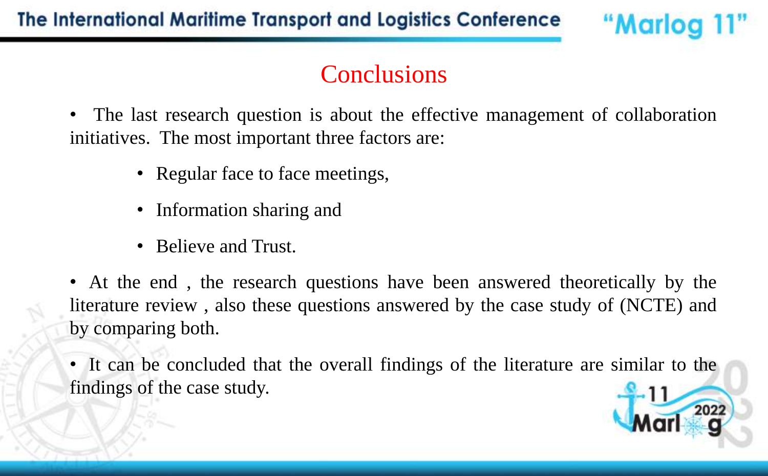# Conclusions

- The last research question is about the effective management of collaboration initiatives. The most important three factors are:
  - Regular face to face meetings,
  - Information sharing and
  - Believe and Trust.
- At the end , the research questions have been answered theoretically by the literature review , also these questions answered by the case study of (NCTE) and by comparing both.
- It can be concluded that the overall findings of the literature are similar to the findings of the case study.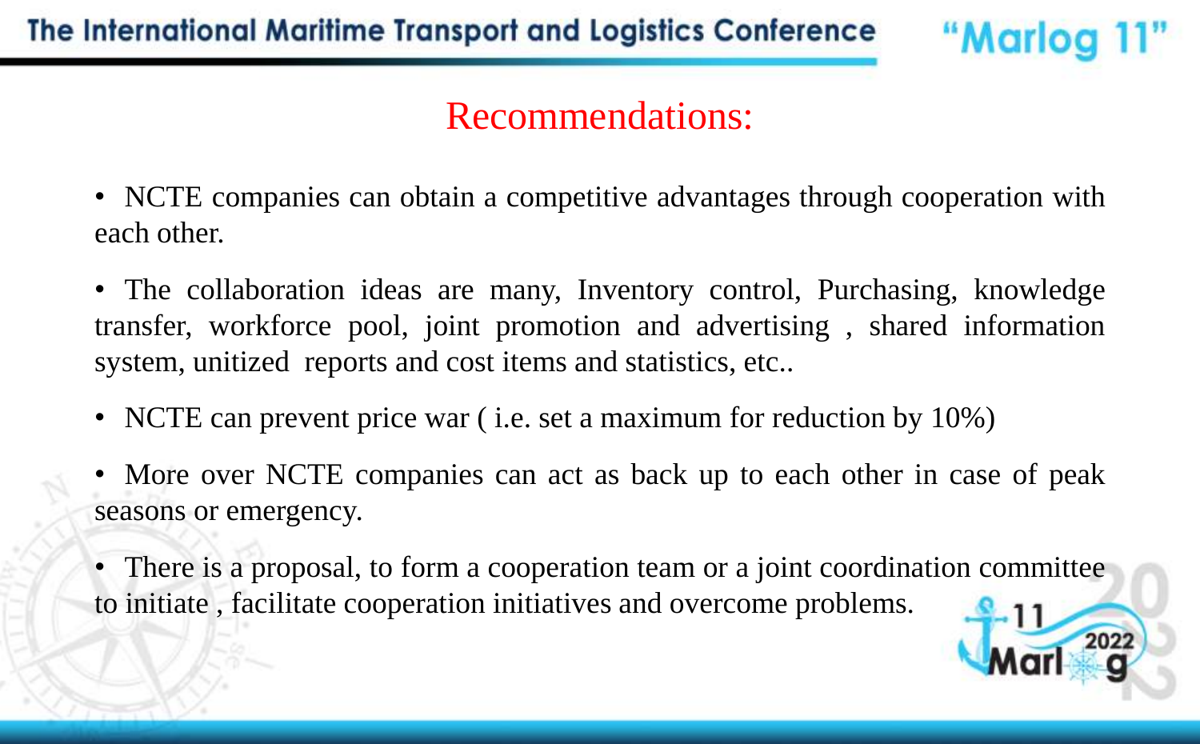# Recommendations:

- NCTE companies can obtain a competitive advantages through cooperation with each other.
- The collaboration ideas are many, Inventory control, Purchasing, knowledge transfer, workforce pool, joint promotion and advertising , shared information system, unitized reports and cost items and statistics, etc..
- NCTE can prevent price war ( i.e. set a maximum for reduction by 10%)
- More over NCTE companies can act as back up to each other in case of peak seasons or emergency.
- There is a proposal, to form a cooperation team or a joint coordination committee to initiate , facilitate cooperation initiatives and overcome problems.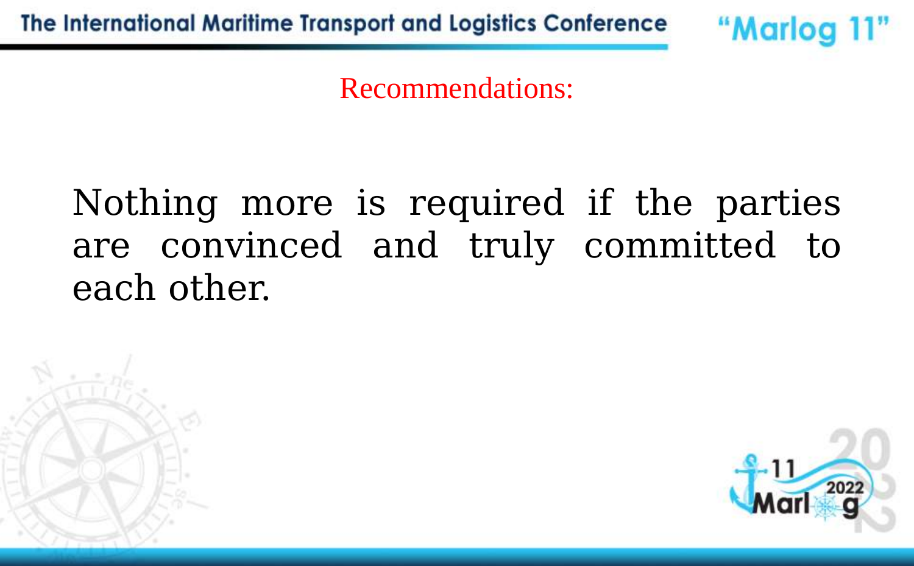## Recommendations:

Nothing more is required if the parties are convinced and truly committed to each other.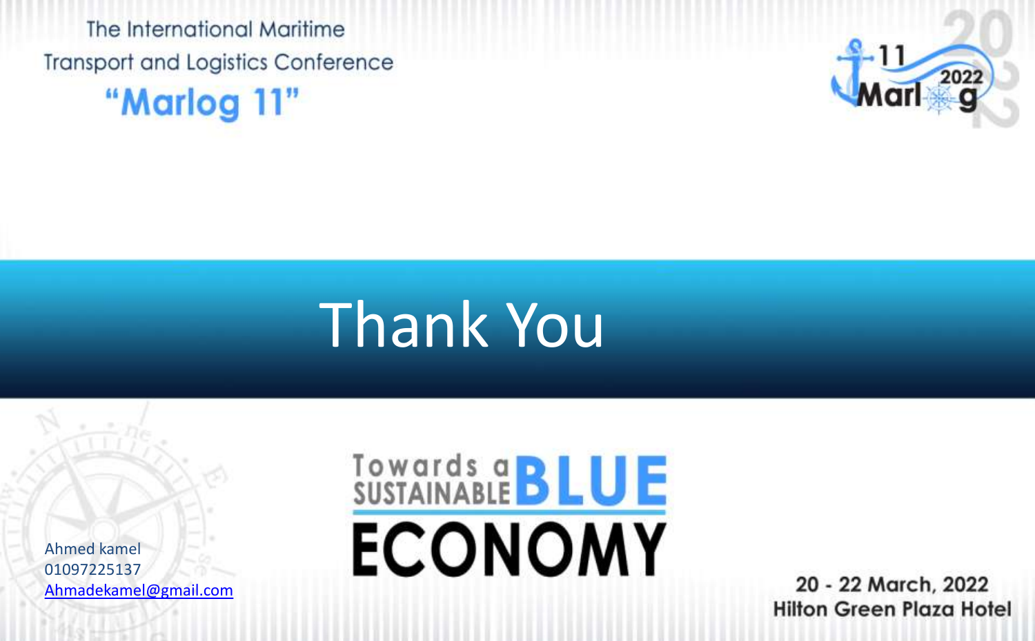The International Maritime Transport and Logistics Conference

"Marlog 11"

# Thank You

Towards a SUSTAINABLE BLUE ECONOMY

Ahmed kamel
01097225137
Ahmadekamel@gmail.com

20 - 22 March, 2022
Hilton Green Plaza Hotel